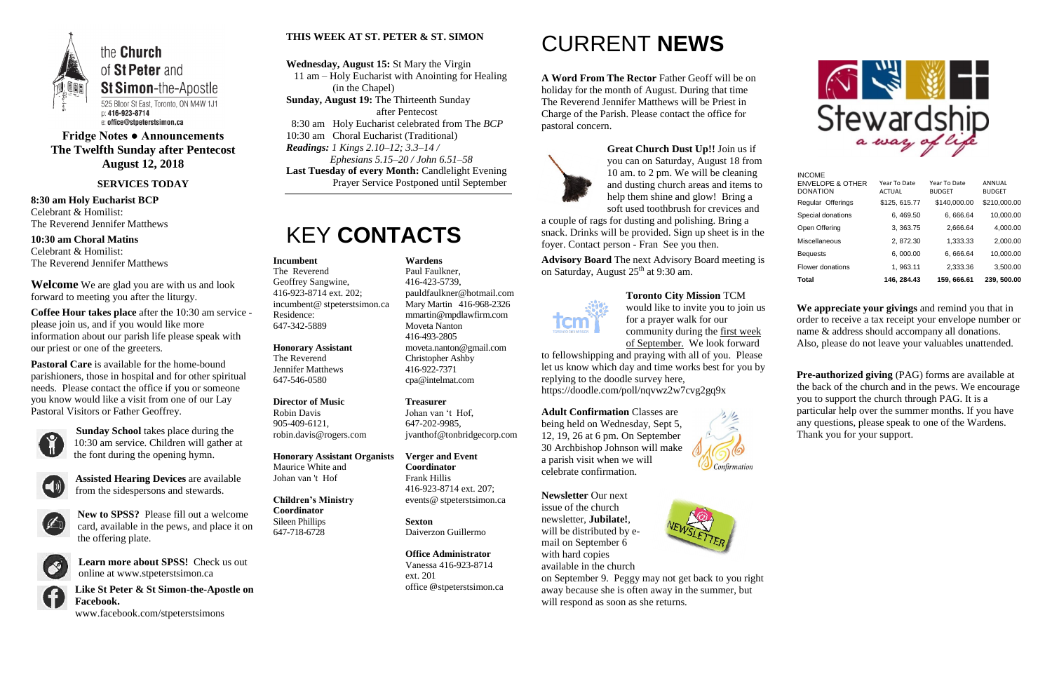the **Church** of **St Peter** and **St Simon**-the-Apostle

525 Bloor St East, Toronto, ON M4W 1J1
p: 416-923-8714
e: office@stpeterstsimon.ca

**Fridge Notes ● Announcements**
**The Twelfth Sunday after Pentecost**
**August 12, 2018**

### SERVICES TODAY

**8:30 am Holy Eucharist BCP**
Celebrant & Homilist:
The Reverend Jennifer Matthews

**10:30 am Choral Matins**
Celebrant & Homilist:
The Reverend Jennifer Matthews

**Welcome** We are glad you are with us and look forward to meeting you after the liturgy.

**Coffee Hour takes place** after the 10:30 am service - please join us, and if you would like more information about our parish life please speak with our priest or one of the greeters.

**Pastoral Care** is available for the home-bound parishioners, those in hospital and for other spiritual needs. Please contact the office if you or someone you know would like a visit from one of our Lay Pastoral Visitors or Father Geoffrey.

**Sunday School** takes place during the 10:30 am service. Children will gather at the font during the opening hymn.

**Assisted Hearing Devices** are available from the sidespersons and stewards.

**New to SPSS?** Please fill out a welcome card, available in the pews, and place it on the offering plate.

**Learn more about SPSS!** Check us out online at www.stpeterstsimon.ca

**Like St Peter & St Simon-the-Apostle on Facebook.**
www.facebook.com/stpeterstsimons

### THIS WEEK AT ST. PETER & ST. SIMON

**Wednesday, August 15:** St Mary the Virgin
11 am – Holy Eucharist with Anointing for Healing (in the Chapel)
**Sunday, August 19:** The Thirteenth Sunday after Pentecost
8:30 am Holy Eucharist celebrated from The *BCP*
10:30 am Choral Eucharist (Traditional)
*Readings: 1 Kings 2.10–12; 3.3–14 / Ephesians 5.15–20 / John 6.51–58*
**Last Tuesday of every Month:** Candlelight Evening Prayer Service Postponed until September

# KEY **CONTACTS**

**Incumbent**
The Reverend Geoffrey Sangwine,
416-923-8714 ext. 202;
incumbent@ stpeterstsimon.ca
Residence:
647-342-5889

**Honorary Assistant**
The Reverend Jennifer Matthews
647-546-0580

**Director of Music**
Robin Davis
905-409-6121,
robin.davis@rogers.com

**Honorary Assistant Organists**
Maurice White and Johan van 't Hof

**Children's Ministry Coordinator**
Sileen Phillips
647-718-6728

**Wardens**
Paul Faulkner,
416-423-5739,
pauldfaulkner@hotmail.com
Mary Martin 416-968-2326
mmartin@mpdlawfirm.com
Moveta Nanton
416-493-2805
moveta.nanton@gmail.com
Christopher Ashby
416-922-7371
cpa@intelmat.com

**Treasurer**
Johan van 't Hof,
647-202-9985,
jvanthof@tonbridgecorp.com

**Verger and Event Coordinator**
Frank Hillis
416-923-8714 ext. 207;
events@ stpeterstsimon.ca

**Sexton**
Daiverzon Guillermo

**Office Administrator**
Vanessa 416-923-8714 ext. 201
office @stpeterstsimon.ca

# CURRENT **NEWS**

**A Word From The Rector** Father Geoff will be on holiday for the month of August. During that time The Reverend Jennifer Matthews will be Priest in Charge of the Parish. Please contact the office for pastoral concern.

**Great Church Dust Up!!** Join us if you can on Saturday, August 18 from 10 am. to 2 pm. We will be cleaning and dusting church areas and items to help them shine and glow! Bring a soft used toothbrush for crevices and a couple of rags for dusting and polishing. Bring a snack. Drinks will be provided. Sign up sheet is in the foyer. Contact person - Fran See you then.

**Advisory Board** The next Advisory Board meeting is on Saturday, August 25th at 9:30 am.

**Toronto City Mission** TCM would like to invite you to join us for a prayer walk for our community during the first week of September. We look forward to fellowshipping and praying with all of you. Please let us know which day and time works best for you by replying to the doodle survey here, https://doodle.com/poll/nqvwz2w7cvg2gq9x

**Adult Confirmation** Classes are being held on Wednesday, Sept 5, 12, 19, 26 at 6 pm. On September 30 Archbishop Johnson will make a parish visit when we will celebrate confirmation.

**Newsletter** Our next issue of the church newsletter, **Jubilate!**, will be distributed by e-mail on September 6 with hard copies available in the church on September 9. Peggy may not get back to you right away because she is often away in the summer, but will respond as soon as she returns.

**Stewardship** *a way of life*

| INCOME ENVELOPE & OTHER DONATION | Year To Date ACTUAL | Year To Date BUDGET | ANNUAL BUDGET |
|---|---|---|---|
| Regular Offerings | $125, 615.77 | $140,000.00 | $210,000.00 |
| Special donations | 6, 469.50 | 6, 666.64 | 10,000.00 |
| Open Offering | 3, 363.75 | 2,666.64 | 4,000.00 |
| Miscellaneous | 2, 872.30 | 1,333.33 | 2,000.00 |
| Bequests | 6, 000.00 | 6, 666.64 | 10,000.00 |
| Flower donations | 1, 963.11 | 2,333.36 | 3,500.00 |
| **Total** | **146, 284.43** | **159, 666.61** | **239, 500.00** |

**We appreciate your givings** and remind you that in order to receive a tax receipt your envelope number or name & address should accompany all donations. Also, please do not leave your valuables unattended.

**Pre-authorized giving** (PAG) forms are available at the back of the church and in the pews. We encourage you to support the church through PAG. It is a particular help over the summer months. If you have any questions, please speak to one of the Wardens. Thank you for your support.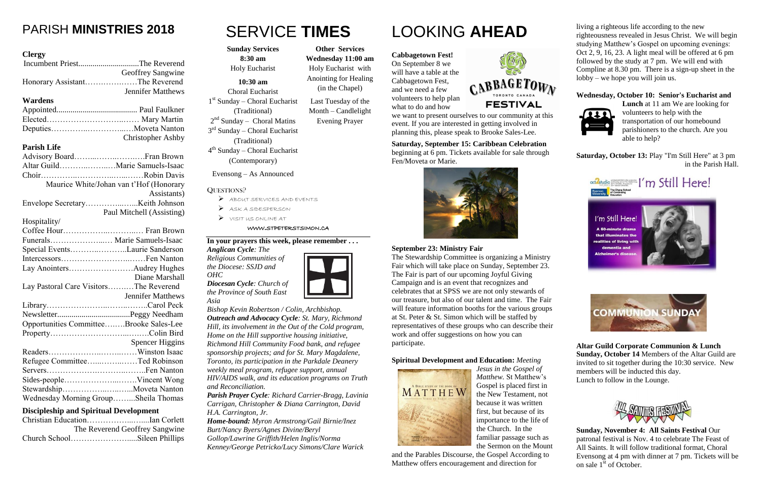# PARISH **MINISTRIES 2018**

### Clergy

Incumbent Priest.............................The Reverend Geoffrey Sangwine
Honorary Assistant………………The Reverend Jennifer Matthews

### Wardens

Appointed....................................... Paul Faulkner
Elected……………………………… Mary Martin
Deputies……………………………Moveta Nanton
Christopher Ashby

### Parish Life

Advisory Board………………………Fran Brown
Altar Guild……………………Marie Samuels-Isaac
Choir………………………………………Robin Davis
Maurice White/Johan van t'Hof (Honorary Assistants)
Envelope Secretary……………………Keith Johnson
Paul Mitchell (Assisting)
Hospitality/
Coffee Hour……………………………… Fran Brown
Funerals…………………… Marie Samuels-Isaac
Special Events…………………….Laurie Sanderson
Intercessors…………………………………Fen Nanton
Lay Anointers……………………………Audrey Hughes
Diane Marshall
Lay Pastoral Care Visitors………The Reverend Jennifer Matthews
Library…………………………………………..Carol Peck
Newsletter...................................Peggy Needham
Opportunities Committee………Brooke Sales-Lee
Property……………………………………Colin Bird
Spencer Higgins
Readers……………………………………Winston Isaac
Refugee Committee…………………Ted Robinson
Servers…………………………………………Fen Nanton
Sides-people………………………………Vincent Wong
Stewardship…………………………..Moveta Nanton
Wednesday Morning Group……...Sheila Thomas

### Discipleship and Spiritual Development

Christian Education……………………..Ian Corlett
The Reverend Geoffrey Sangwine
Church School…………………………..Sileen Phillips

# SERVICE **TIMES**

**Sunday Services**

**8:30 am**
Holy Eucharist

**10:30 am**
Choral Eucharist
1st Sunday – Choral Eucharist (Traditional)
2nd Sunday – Choral Matins
3rd Sunday – Choral Eucharist (Traditional)
4th Sunday – Choral Eucharist (Contemporary)

Evensong – As Announced

**Other Services**

**Wednesday 11:00 am**
Holy Eucharist with Anointing for Healing (in the Chapel)

Last Tuesday of the Month – Candlelight Evening Prayer

QUESTIONS?

- ABOUT SERVICES AND EVENTS
- ASK A SIDESPERSON
- VISIT US ONLINE AT

**WWW.STPETERSTSIMON.CA**

**In your prayers this week, please remember . . .**

***Anglican Cycle**: The Religious Communities of the Diocese: SSJD and OHC*
***Diocesan Cycle**: Church of the Province of South East Asia*
*Bishop Kevin Robertson / Colin, Archbishop.*
***Outreach and Advocacy Cycle**: St. Mary, Richmond Hill, its involvement in the Out of the Cold program, Home on the Hill supportive housing initiative, Richmond Hill Community Food bank, and refugee sponsorship projects; and for St. Mary Magdalene, Toronto, its participation in the Parkdale Deanery weekly meal program, refugee support, annual HIV/AIDS walk, and its education programs on Truth and Reconciliation.*
***Parish Prayer Cycle**: Richard Carrier-Bragg, Lavinia Carrigan, Christopher & Diana Carrington, David H.A. Carrington, Jr.*
***Home-bound:** Myron Armstrong/Gail Birnie/Inez Burt/Nancy Byers/Agnes Divine/Beryl Gollop/Lawrine Griffith/Helen Inglis/Norma Kenney/George Petricko/Lucy Simons/Clare Warick*

# LOOKING **AHEAD**

**Cabbagetown Fest!**
On September 8 we will have a table at the Cabbagetown Fest, and we need a few volunteers to help plan what to do and how we want to present ourselves to our community at this event. If you are interested in getting involved in planning this, please speak to Brooke Sales-Lee.

**Saturday, September 15: Caribbean Celebration** beginning at 6 pm. Tickets available for sale through Fen/Moveta or Marie.

**September 23: Ministry Fair**
The Stewardship Committee is organizing a Ministry Fair which will take place on Sunday, September 23. The Fair is part of our upcoming Joyful Giving Campaign and is an event that recognizes and celebrates that at SPSS we are not only stewards of our treasure, but also of our talent and time. The Fair will feature information booths for the various groups at St. Peter & St. Simon which will be staffed by representatives of these groups who can describe their work and offer suggestions on how you can participate.

**Spiritual Development and Education:** *Meeting Jesus in the Gospel of Matthew.* St Matthew's Gospel is placed first in the New Testament, not because it was written first, but because of its importance to the life of the Church. In the familiar passage such as the Sermon on the Mount and the Parables Discourse, the Gospel According to Matthew offers encouragement and direction for living a righteous life according to the new righteousness revealed in Jesus Christ. We will begin studying Matthew's Gospel on upcoming evenings: Oct 2, 9, 16, 23. A light meal will be offered at 6 pm followed by the study at 7 pm. We will end with Compline at 8.30 pm. There is a sign-up sheet in the lobby – we hope you will join us.

**Wednesday, October 10: Senior's Eucharist and Lunch** at 11 am We are looking for volunteers to help with the transportation of our homebound parishioners to the church. Are you able to help?

**Saturday, October 13:** Play "I'm Still Here" at 3 pm in the Parish Hall.

I'm Still Here!
A 60-minute drama that illuminates the realities of living with dementia and Alzheimer's disease.

COMMUNION SUNDAY

**Altar Guild Corporate Communion & Lunch Sunday, October 14** Members of the Altar Guild are invited to sit together during the 10:30 service. New members will be inducted this day.
Lunch to follow in the Lounge.

**Sunday, November 4: All Saints Festival** Our patronal festival is Nov. 4 to celebrate The Feast of All Saints. It will follow traditional format, Choral Evensong at 4 pm with dinner at 7 pm. Tickets will be on sale 1st of October.